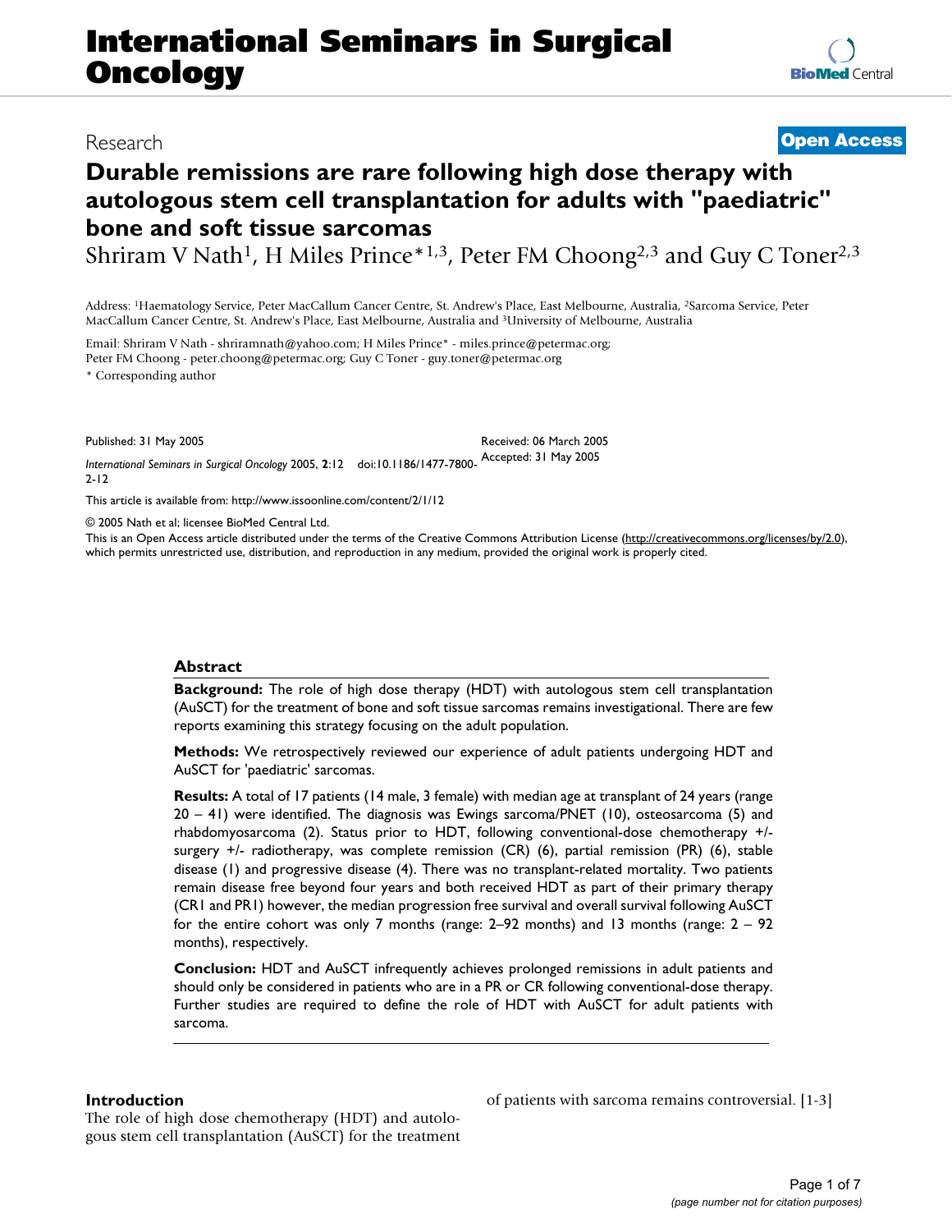# International Seminars in Surgical Oncology

Research

**Open Access**

# Durable remissions are rare following high dose therapy with autologous stem cell transplantation for adults with "paediatric" bone and soft tissue sarcomas

Shriram V Nath[1], H Miles Prince*[1,3], Peter FM Choong[2,3] and Guy C Toner[2,3]

Address: [1]Haematology Service, Peter MacCallum Cancer Centre, St. Andrew's Place, East Melbourne, Australia, [2]Sarcoma Service, Peter MacCallum Cancer Centre, St. Andrew's Place, East Melbourne, Australia and [3]University of Melbourne, Australia

Email: Shriram V Nath - shriramnath@yahoo.com; H Miles Prince* - miles.prince@petermac.org; Peter FM Choong - peter.choong@petermac.org; Guy C Toner - guy.toner@petermac.org

* Corresponding author

Published: 31 May 2005

Received: 06 March 2005

Accepted: 31 May 2005

*International Seminars in Surgical Oncology* 2005, **2**:12 doi:10.1186/1477-7800-2-12

This article is available from: http://www.issoonline.com/content/2/1/12

© 2005 Nath et al; licensee BioMed Central Ltd.

This is an Open Access article distributed under the terms of the Creative Commons Attribution License (http://creativecommons.org/licenses/by/2.0), which permits unrestricted use, distribution, and reproduction in any medium, provided the original work is properly cited.

## Abstract

**Background:** The role of high dose therapy (HDT) with autologous stem cell transplantation (AuSCT) for the treatment of bone and soft tissue sarcomas remains investigational. There are few reports examining this strategy focusing on the adult population.

**Methods:** We retrospectively reviewed our experience of adult patients undergoing HDT and AuSCT for 'paediatric' sarcomas.

**Results:** A total of 17 patients (14 male, 3 female) with median age at transplant of 24 years (range 20 – 41) were identified. The diagnosis was Ewings sarcoma/PNET (10), osteosarcoma (5) and rhabdomyosarcoma (2). Status prior to HDT, following conventional-dose chemotherapy +/- surgery +/- radiotherapy, was complete remission (CR) (6), partial remission (PR) (6), stable disease (1) and progressive disease (4). There was no transplant-related mortality. Two patients remain disease free beyond four years and both received HDT as part of their primary therapy (CR1 and PR1) however, the median progression free survival and overall survival following AuSCT for the entire cohort was only 7 months (range: 2–92 months) and 13 months (range: 2 – 92 months), respectively.

**Conclusion:** HDT and AuSCT infrequently achieves prolonged remissions in adult patients and should only be considered in patients who are in a PR or CR following conventional-dose therapy. Further studies are required to define the role of HDT with AuSCT for adult patients with sarcoma.

## Introduction

The role of high dose chemotherapy (HDT) and autologous stem cell transplantation (AuSCT) for the treatment of patients with sarcoma remains controversial. [1-3]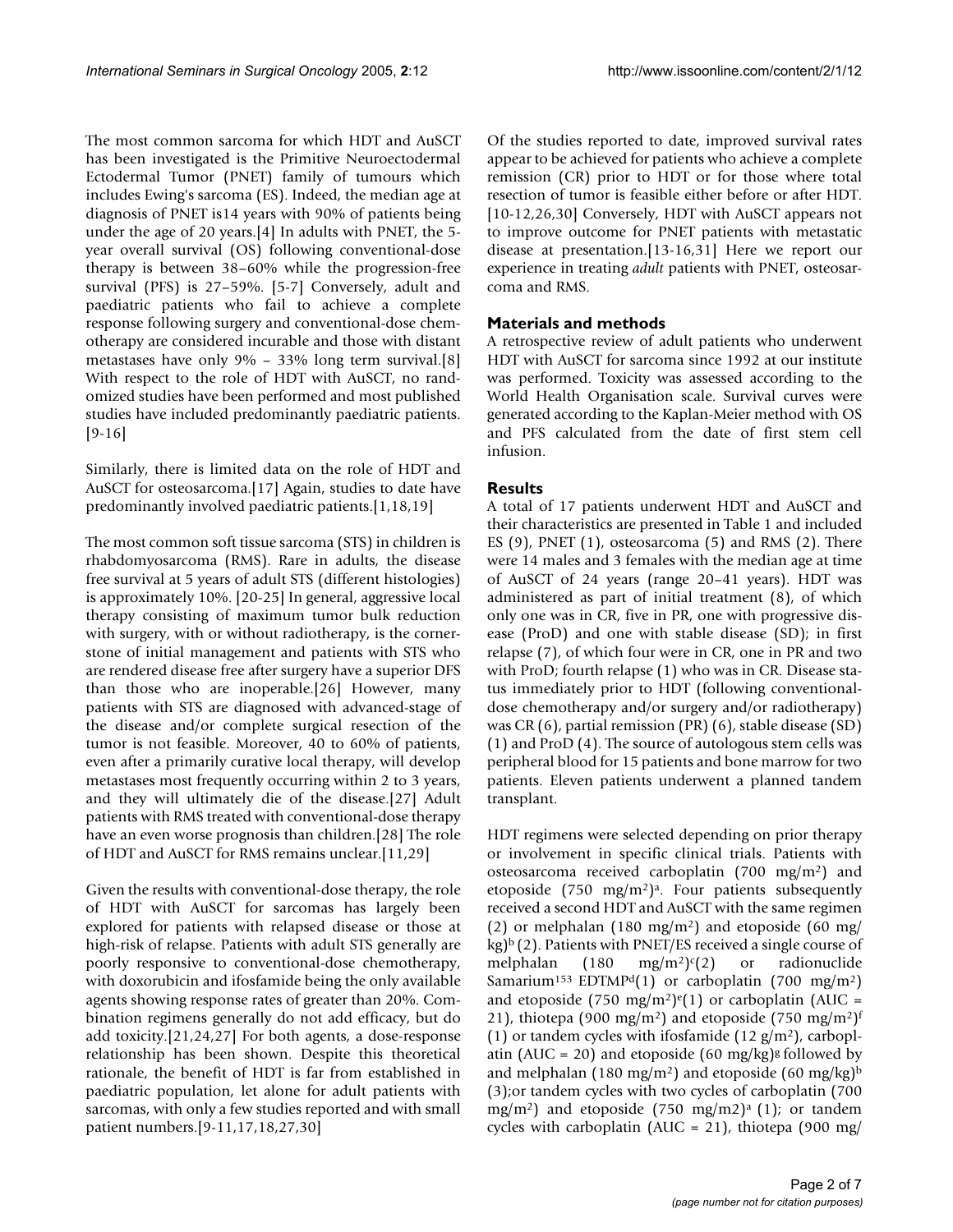The most common sarcoma for which HDT and AuSCT has been investigated is the Primitive Neuroectodermal Ectodermal Tumor (PNET) family of tumours which includes Ewing's sarcoma (ES). Indeed, the median age at diagnosis of PNET is14 years with 90% of patients being under the age of 20 years.[4] In adults with PNET, the 5-year overall survival (OS) following conventional-dose therapy is between 38–60% while the progression-free survival (PFS) is 27–59%. [5-7] Conversely, adult and paediatric patients who fail to achieve a complete response following surgery and conventional-dose chemotherapy are considered incurable and those with distant metastases have only 9% – 33% long term survival.[8] With respect to the role of HDT with AuSCT, no randomized studies have been performed and most published studies have included predominantly paediatric patients. [9-16]

Similarly, there is limited data on the role of HDT and AuSCT for osteosarcoma.[17] Again, studies to date have predominantly involved paediatric patients.[1,18,19]

The most common soft tissue sarcoma (STS) in children is rhabdomyosarcoma (RMS). Rare in adults, the disease free survival at 5 years of adult STS (different histologies) is approximately 10%. [20-25] In general, aggressive local therapy consisting of maximum tumor bulk reduction with surgery, with or without radiotherapy, is the cornerstone of initial management and patients with STS who are rendered disease free after surgery have a superior DFS than those who are inoperable.[26] However, many patients with STS are diagnosed with advanced-stage of the disease and/or complete surgical resection of the tumor is not feasible. Moreover, 40 to 60% of patients, even after a primarily curative local therapy, will develop metastases most frequently occurring within 2 to 3 years, and they will ultimately die of the disease.[27] Adult patients with RMS treated with conventional-dose therapy have an even worse prognosis than children.[28] The role of HDT and AuSCT for RMS remains unclear.[11,29]

Given the results with conventional-dose therapy, the role of HDT with AuSCT for sarcomas has largely been explored for patients with relapsed disease or those at high-risk of relapse. Patients with adult STS generally are poorly responsive to conventional-dose chemotherapy, with doxorubicin and ifosfamide being the only available agents showing response rates of greater than 20%. Combination regimens generally do not add efficacy, but do add toxicity.[21,24,27] For both agents, a dose-response relationship has been shown. Despite this theoretical rationale, the benefit of HDT is far from established in paediatric population, let alone for adult patients with sarcomas, with only a few studies reported and with small patient numbers.[9-11,17,18,27,30]

Of the studies reported to date, improved survival rates appear to be achieved for patients who achieve a complete remission (CR) prior to HDT or for those where total resection of tumor is feasible either before or after HDT. [10-12,26,30] Conversely, HDT with AuSCT appears not to improve outcome for PNET patients with metastatic disease at presentation.[13-16,31] Here we report our experience in treating *adult* patients with PNET, osteosarcoma and RMS.

## Materials and methods

A retrospective review of adult patients who underwent HDT with AuSCT for sarcoma since 1992 at our institute was performed. Toxicity was assessed according to the World Health Organisation scale. Survival curves were generated according to the Kaplan-Meier method with OS and PFS calculated from the date of first stem cell infusion.

## Results

A total of 17 patients underwent HDT and AuSCT and their characteristics are presented in Table 1 and included ES (9), PNET (1), osteosarcoma (5) and RMS (2). There were 14 males and 3 females with the median age at time of AuSCT of 24 years (range 20–41 years). HDT was administered as part of initial treatment (8), of which only one was in CR, five in PR, one with progressive disease (ProD) and one with stable disease (SD); in first relapse (7), of which four were in CR, one in PR and two with ProD; fourth relapse (1) who was in CR. Disease status immediately prior to HDT (following conventional-dose chemotherapy and/or surgery and/or radiotherapy) was CR (6), partial remission (PR) (6), stable disease (SD) (1) and ProD (4). The source of autologous stem cells was peripheral blood for 15 patients and bone marrow for two patients. Eleven patients underwent a planned tandem transplant.

HDT regimens were selected depending on prior therapy or involvement in specific clinical trials. Patients with osteosarcoma received carboplatin (700 mg/$m^2$) and etoposide (750 mg/$m^2$)[a]. Four patients subsequently received a second HDT and AuSCT with the same regimen (2) or melphalan (180 mg/$m^2$) and etoposide (60 mg/kg)[b] (2). Patients with PNET/ES received a single course of melphalan (180 mg/$m^2$)[c](2) or radionuclide Samarium[153] EDTMP[d](1) or carboplatin (700 mg/$m^2$) and etoposide (750 mg/$m^2$)[e](1) or carboplatin (AUC = 21), thiotepa (900 mg/$m^2$) and etoposide (750 mg/$m^2$)[f] (1) or tandem cycles with ifosfamide (12 g/$m^2$), carboplatin (AUC = 20) and etoposide (60 mg/kg)[g] followed by and melphalan (180 mg/$m^2$) and etoposide (60 mg/kg)[b] (3);or tandem cycles with two cycles of carboplatin (700 mg/$m^2$) and etoposide (750 mg/m2)[a] (1); or tandem cycles with carboplatin (AUC = 21), thiotepa (900 mg/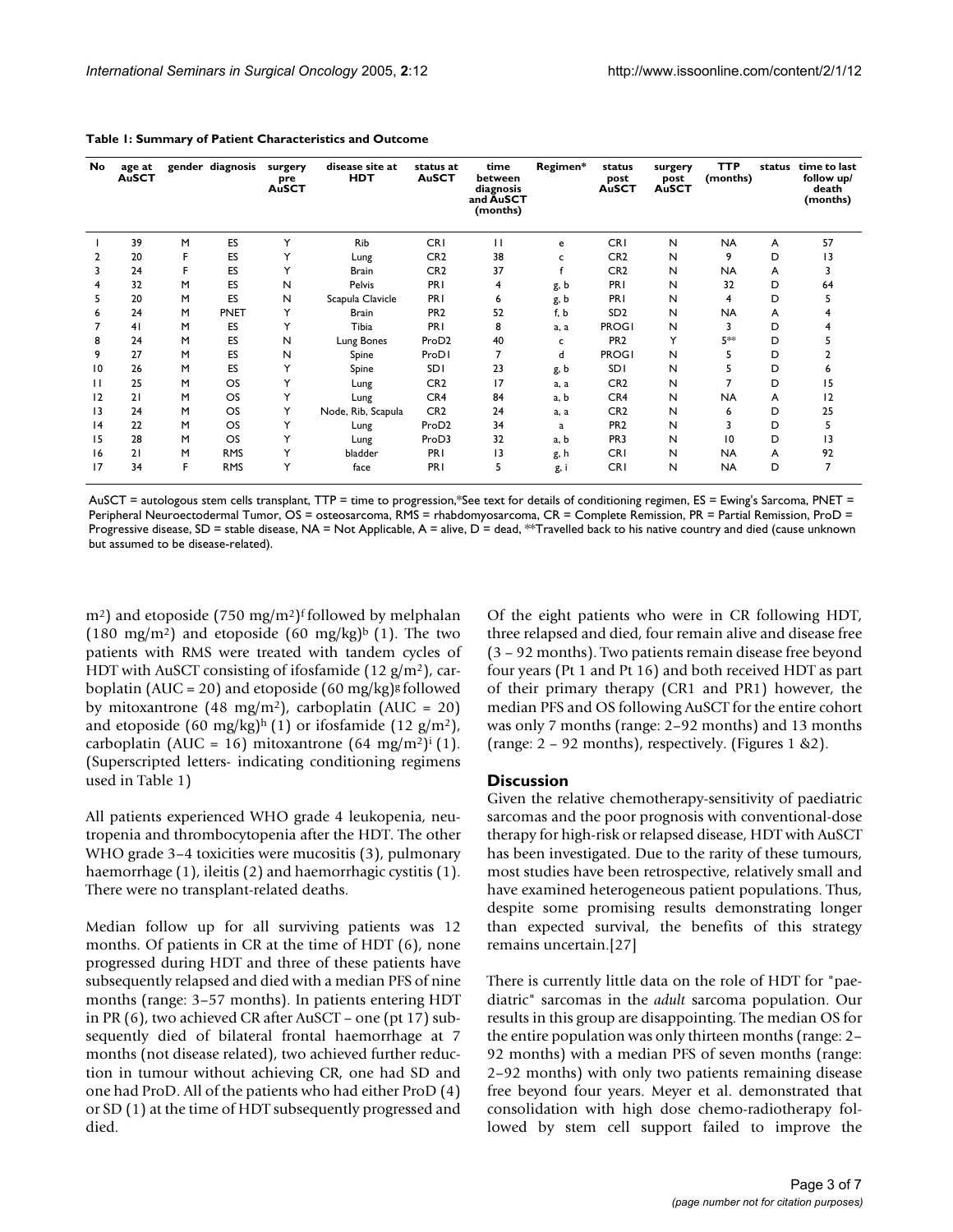**Table 1: Summary of Patient Characteristics and Outcome**

| No | age at AuSCT | gender | diagnosis | surgery pre AuSCT | disease site at HDT | status at AuSCT | time between diagnosis and AuSCT (months) | Regimen* | status post AuSCT | surgery post AuSCT | TTP (months) | status | time to last follow up/ death (months) |
|---|---|---|---|---|---|---|---|---|---|---|---|---|---|
| 1 | 39 | M | ES | Y | Rib | CR1 | 11 | e | CR1 | N | NA | A | 57 |
| 2 | 20 | F | ES | Y | Lung | CR2 | 38 | c | CR2 | N | 9 | D | 13 |
| 3 | 24 | F | ES | Y | Brain | CR2 | 37 | f | CR2 | N | NA | A | 3 |
| 4 | 32 | M | ES | N | Pelvis | PR1 | 4 | g, b | PR1 | N | 32 | D | 64 |
| 5 | 20 | M | ES | N | Scapula Clavicle | PR1 | 6 | g, b | PR1 | N | 4 | D | 5 |
| 6 | 24 | M | PNET | Y | Brain | PR2 | 52 | f, b | SD2 | N | NA | A | 4 |
| 7 | 41 | M | ES | Y | Tibia | PR1 | 8 | a, a | PROG1 | N | 3 | D | 4 |
| 8 | 24 | M | ES | N | Lung Bones | ProD2 | 40 | c | PR2 | Y | 5** | D | 5 |
| 9 | 27 | M | ES | N | Spine | ProD1 | 7 | d | PROG1 | N | 5 | D | 2 |
| 10 | 26 | M | ES | Y | Spine | SD1 | 23 | g, b | SD1 | N | 5 | D | 6 |
| 11 | 25 | M | OS | Y | Lung | CR2 | 17 | a, a | CR2 | N | 7 | D | 15 |
| 12 | 21 | M | OS | Y | Lung | CR4 | 84 | a, b | CR4 | N | NA | A | 12 |
| 13 | 24 | M | OS | Y | Node, Rib, Scapula | CR2 | 24 | a, a | CR2 | N | 6 | D | 25 |
| 14 | 22 | M | OS | Y | Lung | ProD2 | 34 | a | PR2 | N | 3 | D | 5 |
| 15 | 28 | M | OS | Y | Lung | ProD3 | 32 | a, b | PR3 | N | 10 | D | 13 |
| 16 | 21 | M | RMS | Y | bladder | PR1 | 13 | g, h | CR1 | N | NA | A | 92 |
| 17 | 34 | F | RMS | Y | face | PR1 | 5 | g, i | CR1 | N | NA | D | 7 |

AuSCT = autologous stem cells transplant, TTP = time to progression,*See text for details of conditioning regimen, ES = Ewing's Sarcoma, PNET = Peripheral Neuroectodermal Tumor, OS = osteosarcoma, RMS = rhabdomyosarcoma, CR = Complete Remission, PR = Partial Remission, ProD = Progressive disease, SD = stable disease, NA = Not Applicable, A = alive, D = dead, **Travelled back to his native country and died (cause unknown but assumed to be disease-related).

m²) and etoposide (750 mg/m²)[f] followed by melphalan (180 mg/m²) and etoposide (60 mg/kg)[b] (1). The two patients with RMS were treated with tandem cycles of HDT with AuSCT consisting of ifosfamide (12 g/m²), carboplatin (AUC = 20) and etoposide (60 mg/kg)[g] followed by mitoxantrone (48 mg/m²), carboplatin (AUC = 20) and etoposide (60 mg/kg)[h] (1) or ifosfamide (12 g/m²), carboplatin (AUC = 16) mitoxantrone (64 mg/m²)[i] (1). (Superscripted letters- indicating conditioning regimens used in Table 1)

All patients experienced WHO grade 4 leukopenia, neutropenia and thrombocytopenia after the HDT. The other WHO grade 3–4 toxicities were mucositis (3), pulmonary haemorrhage (1), ileitis (2) and haemorrhagic cystitis (1). There were no transplant-related deaths.

Median follow up for all surviving patients was 12 months. Of patients in CR at the time of HDT (6), none progressed during HDT and three of these patients have subsequently relapsed and died with a median PFS of nine months (range: 3–57 months). In patients entering HDT in PR (6), two achieved CR after AuSCT – one (pt 17) subsequently died of bilateral frontal haemorrhage at 7 months (not disease related), two achieved further reduction in tumour without achieving CR, one had SD and one had ProD. All of the patients who had either ProD (4) or SD (1) at the time of HDT subsequently progressed and died.

Of the eight patients who were in CR following HDT, three relapsed and died, four remain alive and disease free (3 – 92 months). Two patients remain disease free beyond four years (Pt 1 and Pt 16) and both received HDT as part of their primary therapy (CR1 and PR1) however, the median PFS and OS following AuSCT for the entire cohort was only 7 months (range: 2–92 months) and 13 months (range: 2 – 92 months), respectively. (Figures 1 &2).

## Discussion

Given the relative chemotherapy-sensitivity of paediatric sarcomas and the poor prognosis with conventional-dose therapy for high-risk or relapsed disease, HDT with AuSCT has been investigated. Due to the rarity of these tumours, most studies have been retrospective, relatively small and have examined heterogeneous patient populations. Thus, despite some promising results demonstrating longer than expected survival, the benefits of this strategy remains uncertain.[27]

There is currently little data on the role of HDT for "paediatric" sarcomas in the *adult* sarcoma population. Our results in this group are disappointing. The median OS for the entire population was only thirteen months (range: 2–92 months) with a median PFS of seven months (range: 2–92 months) with only two patients remaining disease free beyond four years. Meyer et al. demonstrated that consolidation with high dose chemo-radiotherapy followed by stem cell support failed to improve the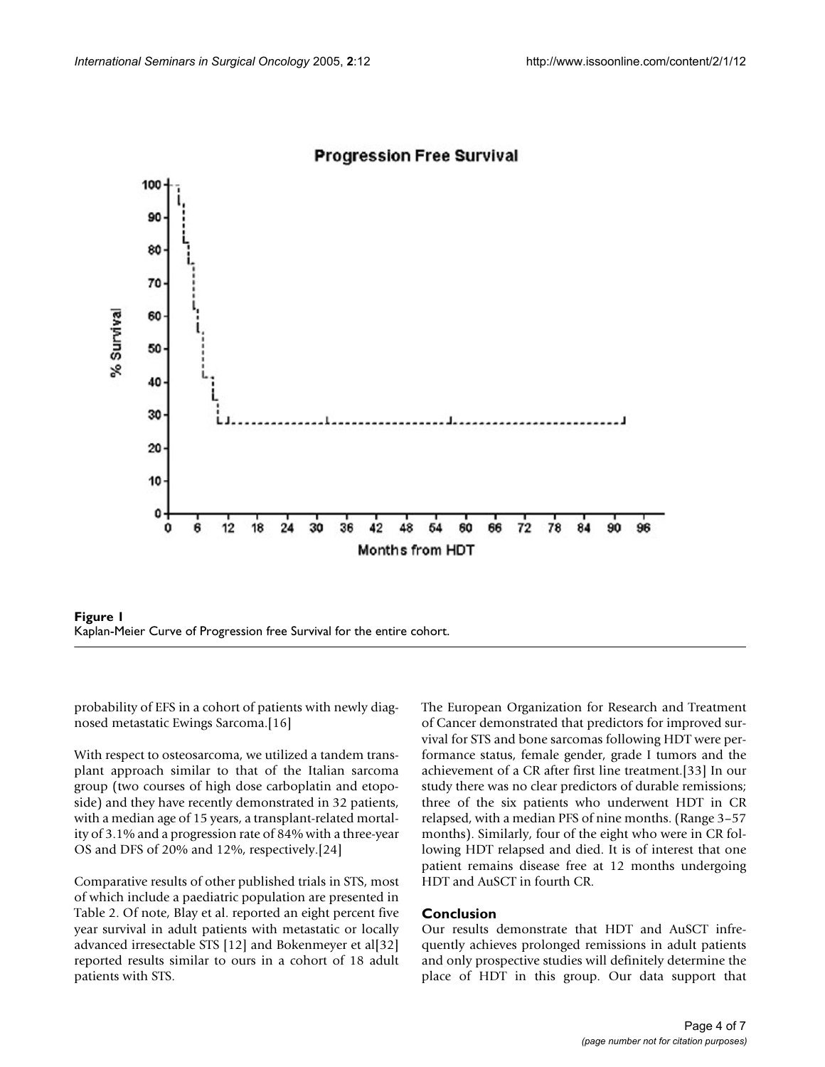**Figure 1**
Kaplan-Meier Curve of Progression free Survival for the entire cohort.

probability of EFS in a cohort of patients with newly diagnosed metastatic Ewings Sarcoma.[16]

With respect to osteosarcoma, we utilized a tandem transplant approach similar to that of the Italian sarcoma group (two courses of high dose carboplatin and etoposide) and they have recently demonstrated in 32 patients, with a median age of 15 years, a transplant-related mortality of 3.1% and a progression rate of 84% with a three-year OS and DFS of 20% and 12%, respectively.[24]

Comparative results of other published trials in STS, most of which include a paediatric population are presented in Table 2. Of note, Blay et al. reported an eight percent five year survival in adult patients with metastatic or locally advanced irresectable STS [12] and Bokenmeyer et al[32] reported results similar to ours in a cohort of 18 adult patients with STS.

The European Organization for Research and Treatment of Cancer demonstrated that predictors for improved survival for STS and bone sarcomas following HDT were performance status, female gender, grade I tumors and the achievement of a CR after first line treatment.[33] In our study there was no clear predictors of durable remissions; three of the six patients who underwent HDT in CR relapsed, with a median PFS of nine months. (Range 3–57 months). Similarly, four of the eight who were in CR following HDT relapsed and died. It is of interest that one patient remains disease free at 12 months undergoing HDT and AuSCT in fourth CR.

## Conclusion

Our results demonstrate that HDT and AuSCT infrequently achieves prolonged remissions in adult patients and only prospective studies will definitely determine the place of HDT in this group. Our data support that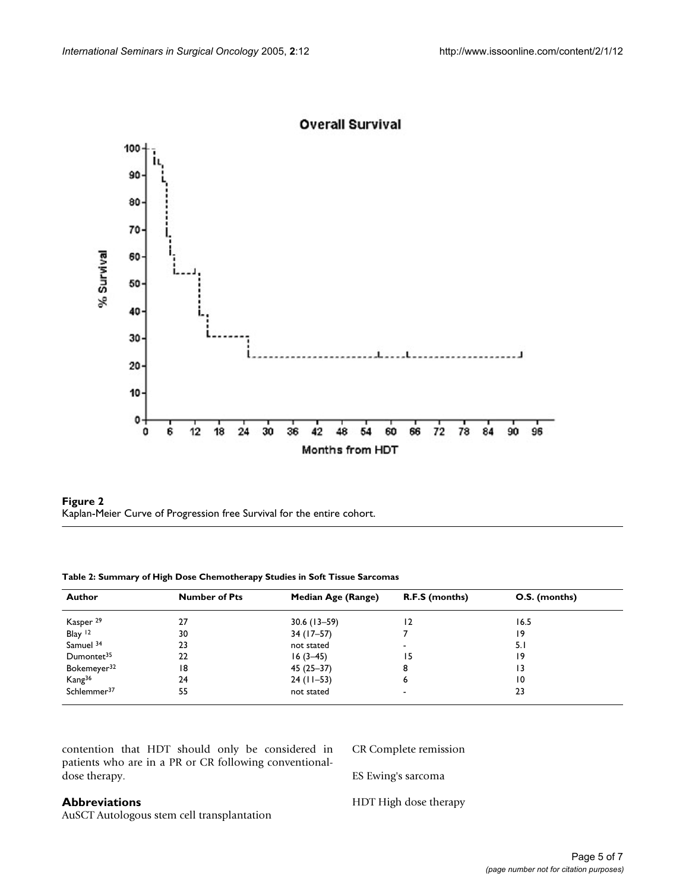**Figure 2**
Kaplan-Meier Curve of Progression free Survival for the entire cohort.

**Table 2: Summary of High Dose Chemotherapy Studies in Soft Tissue Sarcomas**

| Author | Number of Pts | Median Age (Range) | R.F.S (months) | O.S. (months) |
| --- | --- | --- | --- | --- |
| Kasper [29] | 27 | 30.6 (13–59) | 12 | 16.5 |
| Blay [12] | 30 | 34 (17–57) | 7 | 19 |
| Samuel [34] | 23 | not stated | - | 5.1 |
| Dumontet[35] | 22 | 16 (3–45) | 15 | 19 |
| Bokemeyer[32] | 18 | 45 (25–37) | 8 | 13 |
| Kang[36] | 24 | 24 (11–53) | 6 | 10 |
| Schlemmer[37] | 55 | not stated | - | 23 |

contention that HDT should only be considered in patients who are in a PR or CR following conventional-dose therapy.

## Abbreviations

AuSCT Autologous stem cell transplantation

CR Complete remission

ES Ewing's sarcoma

HDT High dose therapy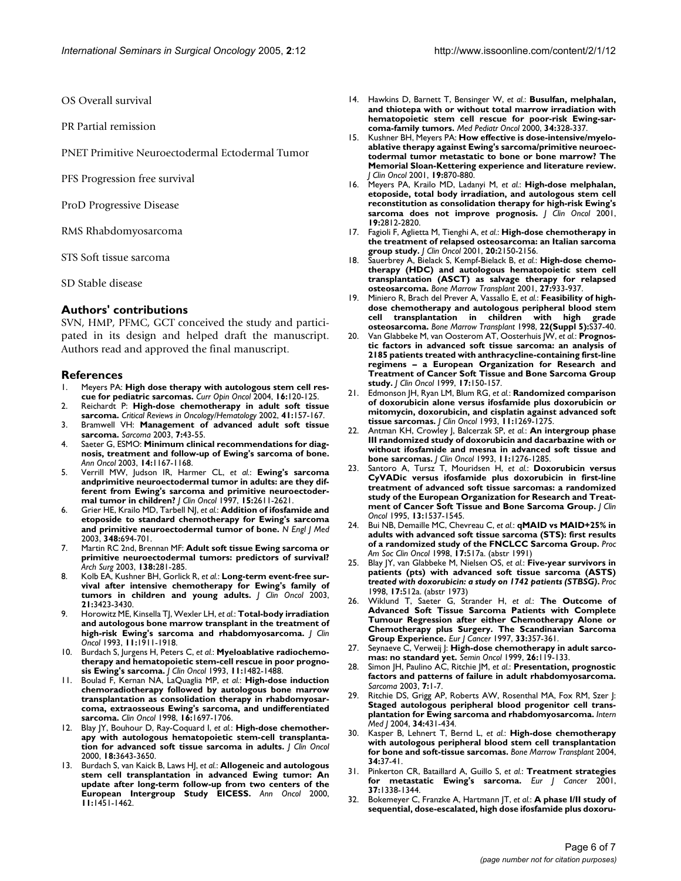OS Overall survival

PR Partial remission

PNET Primitive Neuroectodermal Ectodermal Tumor

PFS Progression free survival

ProD Progressive Disease

RMS Rhabdomyosarcoma

STS Soft tissue sarcoma

SD Stable disease

## Authors' contributions

SVN, HMP, PFMC, GCT conceived the study and participated in its design and helped draft the manuscript. Authors read and approved the final manuscript.

## References

1. Meyers PA: **High dose therapy with autologous stem cell rescue for pediatric sarcomas.** *Curr Opin Oncol* 2004, **16:**120-125.
2. Reichardt P: **High-dose chemotherapy in adult soft tissue sarcoma.** *Critical Reviews in Oncology/Hematology* 2002, **41:**157-167.
3. Bramwell VH: **Management of advanced adult soft tissue sarcoma.** *Sarcoma* 2003, **7:**43-55.
4. Saeter G, ESMO: **Minimum clinical recommendations for diagnosis, treatment and follow-up of Ewing's sarcoma of bone.** *Ann Oncol* 2003, **14:**1167-1168.
5. Verrill MW, Judson IR, Harmer CL, *et al.*: **Ewing's sarcoma andprimitive neuroectodermal tumor in adults: are they different from Ewing's sarcoma and primitive neuroectodermal tumor in children?** *J Clin Oncol* 1997, **15:**2611-2621.
6. Grier HE, Krailo MD, Tarbell NJ, *et al.*: **Addition of ifosfamide and etoposide to standard chemotherapy for Ewing's sarcoma and primitive neuroectodermal tumor of bone.** *N Engl J Med* 2003, **348:**694-701.
7. Martin RC 2nd, Brennan MF: **Adult soft tissue Ewing sarcoma or primitive neuroectodermal tumors: predictors of survival?** *Arch Surg* 2003, **138:**281-285.
8. Kolb EA, Kushner BH, Gorlick R, *et al.*: **Long-term event-free survival after intensive chemotherapy for Ewing's family of tumors in children and young adults.** *J Clin Oncol* 2003, **21:**3423-3430.
9. Horowitz ME, Kinsella TJ, Wexler LH, *et al.*: **Total-body irradiation and autologous bone marrow transplant in the treatment of high-risk Ewing's sarcoma and rhabdomyosarcoma.** *J Clin Oncol* 1993, **11:**1911-1918.
10. Burdach S, Jurgens H, Peters C, *et al.*: **Myeloablative radiochemotherapy and hematopoietic stem-cell rescue in poor prognosis Ewing's sarcoma.** *J Clin Oncol* 1993, **11:**1482-1488.
11. Boulad F, Kernan NA, LaQuaglia MP, *et al.*: **High-dose induction chemoradiotherapy followed by autologous bone marrow transplantation as consolidation therapy in rhabdomyosarcoma, extraosseous Ewing's sarcoma, and undifferentiated sarcoma.** *Clin Oncol* 1998, **16:**1697-1706.
12. Blay JY, Bouhour D, Ray-Coquard I, *et al.*: **High-dose chemotherapy with autologous hematopoietic stem-cell transplantation for advanced soft tissue sarcoma in adults.** *J Clin Oncol* 2000, **18:**3643-3650.
13. Burdach S, van Kaick B, Laws HJ, *et al.*: **Allogeneic and autologous stem cell transplantation in advanced Ewing tumor: An update after long-term follow-up from two centers of the European Intergroup Study EICESS.** *Ann Oncol* 2000, **11:**1451-1462.
14. Hawkins D, Barnett T, Bensinger W, *et al.*: **Busulfan, melphalan, and thiotepa with or without total marrow irradiation with hematopoietic stem cell rescue for poor-risk Ewing-sarcoma-family tumors.** *Med Pediatr Oncol* 2000, **34:**328-337.
15. Kushner BH, Meyers PA: **How effective is dose-intensive/myeloablative therapy against Ewing's sarcoma/primitive neuroectodermal tumor metastatic to bone or bone marrow? The Memorial Sloan-Kettering experience and literature review.** *J Clin Oncol* 2001, **19:**870-880.
16. Meyers PA, Krailo MD, Ladanyi M, *et al.*: **High-dose melphalan, etoposide, total body irradiation, and autologous stem cell reconstitution as consolidation therapy for high-risk Ewing's sarcoma does not improve prognosis.** *J Clin Oncol* 2001, **19:**2812-2820.
17. Fagioli F, Aglietta M, Tienghi A, *et al.*: **High-dose chemotherapy in the treatment of relapsed osteosarcoma: an Italian sarcoma group study.** *J Clin Oncol* 2001, **20:**2150-2156.
18. Sauerbrey A, Bielack S, Kempf-Bielack B, *et al.*: **High-dose chemotherapy (HDC) and autologous hematopoietic stem cell transplantation (ASCT) as salvage therapy for relapsed osteosarcoma.** *Bone Marrow Transplant* 2001, **27:**933-937.
19. Miniero R, Brach del Prever A, Vassallo E, *et al.*: **Feasibility of high-dose chemotherapy and autologous peripheral blood stem cell transplantation in children with high grade osteosarcoma.** *Bone Marrow Transplant* 1998, **22(Suppl 5):**S37-40.
20. Van Glabbeke M, van Oosterom AT, Oosterhuis JW, *et al.*: **Prognostic factors in advanced soft tissue sarcoma: an analysis of 2185 patients treated with anthracycline-containing first-line regimens – a European Organization for Research and Treatment of Cancer Soft Tissue and Bone Sarcoma Group study.** *J Clin Oncol* 1999, **17:**150-157.
21. Edmonson JH, Ryan LM, Blum RG, *et al.*: **Randomized comparison of doxorubicin alone versus ifosfamide plus doxorubicin or mitomycin, doxorubicin, and cisplatin against advanced soft tissue sarcomas.** *J Clin Oncol* 1993, **11:**1269-1275.
22. Antman KH, Crowley J, Balcerzak SP, *et al.*: **An intergroup phase III randomized study of doxorubicin and dacarbazine with or without ifosfamide and mesna in advanced soft tissue and bone sarcomas.** *J Clin Oncol* 1993, **11:**1276-1285.
23. Santoro A, Tursz T, Mouridsen H, *et al.*: **Doxorubicin versus CyVADic versus ifosfamide plus doxorubicin in first-line treatment of advanced soft tissue sarcomas: a randomized study of the European Organization for Research and Treatment of Cancer Soft Tissue and Bone Sarcoma Group.** *J Clin Oncol* 1995, **13:**1537-1545.
24. Bui NB, Demaille MC, Chevreau C, *et al.*: **qMAID vs MAID+25% in adults with advanced soft tissue sarcoma (STS): first results of a randomized study of the FNCLCC Sarcoma Group.** *Proc Am Soc Clin Oncol* 1998, **17:**517a. (abstr 1991)
25. Blay JY, van Glabbeke M, Nielsen OS, *et al.*: **Five-year survivors in patients (pts) with advanced soft tissue sarcoma (ASTS)** ***treated with doxorubicin: a study on 1742 patients (STBSG).*** *Proc* 1998, **17:**512a. (abstr 1973)
26. Wiklund T, Saeter G, Strander H, *et al.*: **The Outcome of Advanced Soft Tissue Sarcoma Patients with Complete Tumour Regression after either Chemotherapy Alone or Chemotherapy plus Surgery. The Scandinavian Sarcoma Group Experience.** *Eur J Cancer* 1997, **33:**357-361.
27. Seynaeve C, Verweij J: **High-dose chemotherapy in adult sarcomas: no standard yet.** *Semin Oncol* 1999, **26:**119-133.
28. Simon JH, Paulino AC, Ritchie JM, *et al.*: **Presentation, prognostic factors and patterns of failure in adult rhabdomyosarcoma.** *Sarcoma* 2003, **7:**1-7.
29. Ritchie DS, Grigg AP, Roberts AW, Rosenthal MA, Fox RM, Szer J: **Staged autologous peripheral blood progenitor cell transplantation for Ewing sarcoma and rhabdomyosarcoma.** *Intern Med J* 2004, **34:**431-434.
30. Kasper B, Lehnert T, Bernd L, *et al.*: **High-dose chemotherapy with autologous peripheral blood stem cell transplantation for bone and soft-tissue sarcomas.** *Bone Marrow Transplant* 2004, **34:**37-41.
31. Pinkerton CR, Bataillard A, Guillo S, *et al.*: **Treatment strategies for metastatic Ewing's sarcoma.** *Eur J Cancer* 2001, **37:**1338-1344.
32. Bokemeyer C, Franzke A, Hartmann JT, *et al.*: **A phase I/II study of sequential, dose-escalated, high dose ifosfamide plus doxoru-**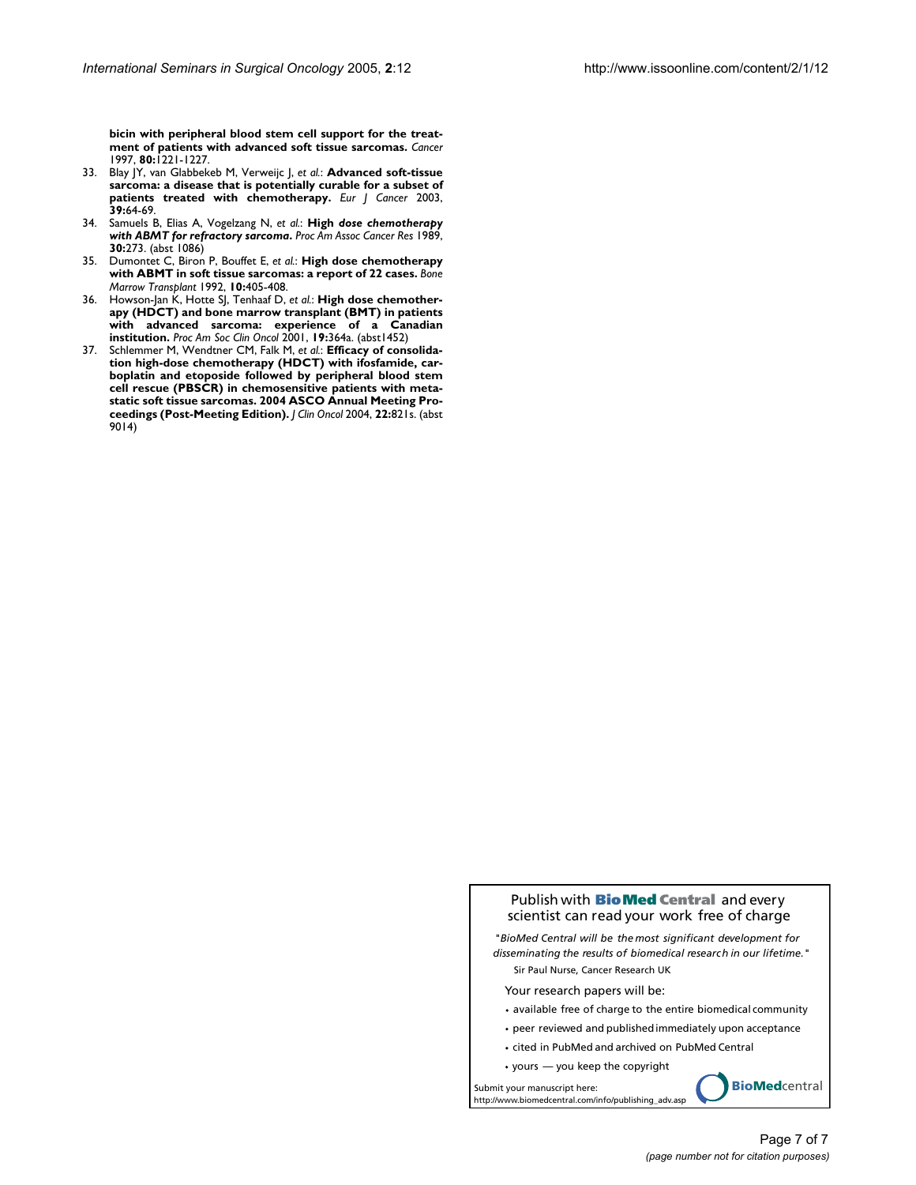**bicin with peripheral blood stem cell support for the treatment of patients with advanced soft tissue sarcomas.** *Cancer* 1997, **80:**1221-1227.

33. Blay JY, van Glabbekeb M, Verweijc J, *et al.*: **Advanced soft-tissue sarcoma: a disease that is potentially curable for a subset of patients treated with chemotherapy.** *Eur J Cancer* 2003, **39:**64-69.
34. Samuels B, Elias A, Vogelzang N, *et al.*: **High *dose chemotherapy with ABMT for refractory sarcoma*.** *Proc Am Assoc Cancer Res* 1989, **30:**273. (abst 1086)
35. Dumontet C, Biron P, Bouffet E, *et al.*: **High dose chemotherapy with ABMT in soft tissue sarcomas: a report of 22 cases.** *Bone Marrow Transplant* 1992, **10:**405-408.
36. Howson-Jan K, Hotte SJ, Tenhaaf D, *et al.*: **High dose chemotherapy (HDCT) and bone marrow transplant (BMT) in patients with advanced sarcoma: experience of a Canadian institution.** *Proc Am Soc Clin Oncol* 2001, **19:**364a. (abst1452)
37. Schlemmer M, Wendtner CM, Falk M, *et al.*: **Efficacy of consolidation high-dose chemotherapy (HDCT) with ifosfamide, carboplatin and etoposide followed by peripheral blood stem cell rescue (PBSCR) in chemosensitive patients with metastatic soft tissue sarcomas. 2004 ASCO Annual Meeting Proceedings (Post-Meeting Edition).** *J Clin Oncol* 2004, **22:**821s. (abst 9014)

Publish with **BioMed Central** and every scientist can read your work free of charge

*"BioMed Central will be the most significant development for disseminating the results of biomedical research in our lifetime."*
Sir Paul Nurse, Cancer Research UK

Your research papers will be:

- available free of charge to the entire biomedical community
- peer reviewed and published immediately upon acceptance
- cited in PubMed and archived on PubMed Central
- yours — you keep the copyright

Submit your manuscript here:
http://www.biomedcentral.com/info/publishing_adv.asp

**BioMed**central